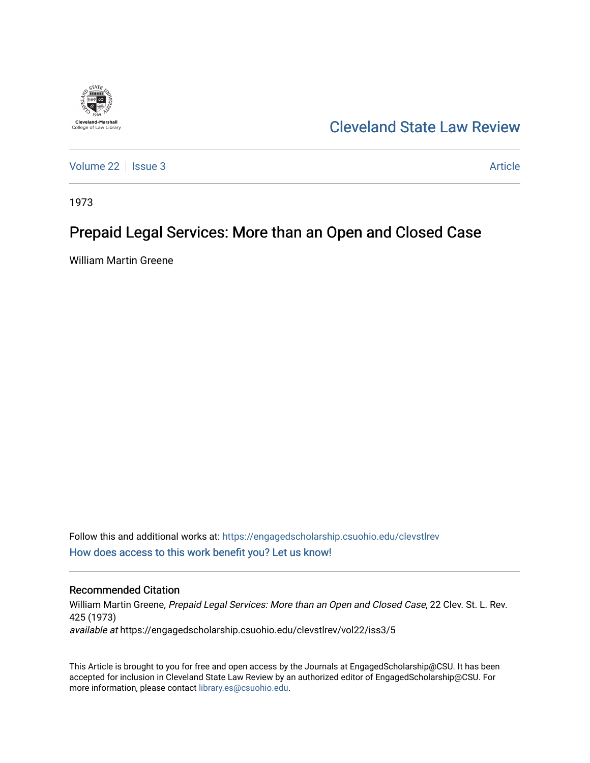Cleveland State Law Review

Volume 22 | Issue 3 — Article

1973

# Prepaid Legal Services: More than an Open and Closed Case

William Martin Greene

Follow this and additional works at: https://engagedscholarship.csuohio.edu/clevstlrev

How does access to this work benefit you? Let us know!

## Recommended Citation

William Martin Greene, *Prepaid Legal Services: More than an Open and Closed Case*, 22 Clev. St. L. Rev. 425 (1973)

*available at* https://engagedscholarship.csuohio.edu/clevstlrev/vol22/iss3/5

This Article is brought to you for free and open access by the Journals at EngagedScholarship@CSU. It has been accepted for inclusion in Cleveland State Law Review by an authorized editor of EngagedScholarship@CSU. For more information, please contact library.es@csuohio.edu.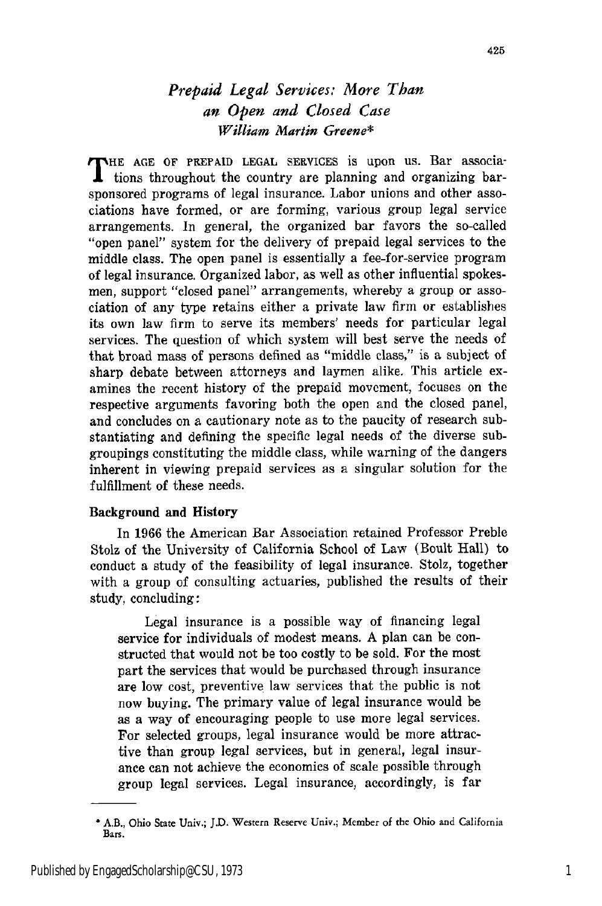# *Prepaid Legal Services: More Than an Open and Closed Case*

*William Martin Greene**

THE AGE OF PREPAID LEGAL SERVICES is upon us. Bar associations throughout the country are planning and organizing bar-sponsored programs of legal insurance. Labor unions and other associations have formed, or are forming, various group legal service arrangements. In general, the organized bar favors the so-called "open panel" system for the delivery of prepaid legal services to the middle class. The open panel is essentially a fee-for-service program of legal insurance. Organized labor, as well as other influential spokesmen, support "closed panel" arrangements, whereby a group or association of any type retains either a private law firm or establishes its own law firm to serve its members' needs for particular legal services. The question of which system will best serve the needs of that broad mass of persons defined as "middle class," is a subject of sharp debate between attorneys and laymen alike. This article examines the recent history of the prepaid movement, focuses on the respective arguments favoring both the open and the closed panel, and concludes on a cautionary note as to the paucity of research substantiating and defining the specific legal needs of the diverse subgroupings constituting the middle class, while warning of the dangers inherent in viewing prepaid services as a singular solution for the fulfillment of these needs.

## Background and History

In 1966 the American Bar Association retained Professor Preble Stolz of the University of California School of Law (Boult Hall) to conduct a study of the feasibility of legal insurance. Stolz, together with a group of consulting actuaries, published the results of their study, concluding:

> Legal insurance is a possible way of financing legal service for individuals of modest means. A plan can be constructed that would not be too costly to be sold. For the most part the services that would be purchased through insurance are low cost, preventive law services that the public is not now buying. The primary value of legal insurance would be as a way of encouraging people to use more legal services. For selected groups, legal insurance would be more attractive than group legal services, but in general, legal insurance can not achieve the economics of scale possible through group legal services. Legal insurance, accordingly, is far

---

\* A.B., Ohio State Univ.; J.D. Western Reserve Univ.; Member of the Ohio and California Bars.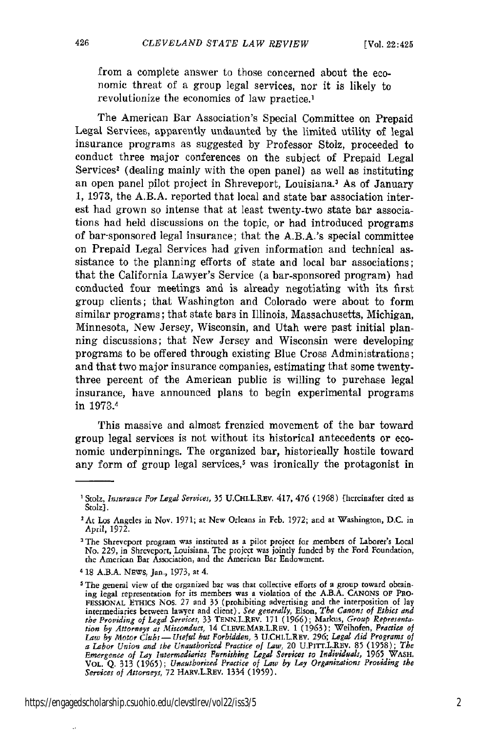from a complete answer to those concerned about the economic threat of a group legal services, nor it is likely to revolutionize the economics of law practice.[1]

The American Bar Association's Special Committee on Prepaid Legal Services, apparently undaunted by the limited utility of legal insurance programs as suggested by Professor Stolz, proceeded to conduct three major conferences on the subject of Prepaid Legal Services[2] (dealing mainly with the open panel) as well as instituting an open panel pilot project in Shreveport, Louisiana.[3] As of January 1, 1973, the A.B.A. reported that local and state bar association interest had grown so intense that at least twenty-two state bar associations had held discussions on the topic, or had introduced programs of bar-sponsored legal insurance; that the A.B.A.'s special committee on Prepaid Legal Services had given information and technical assistance to the planning efforts of state and local bar associations; that the California Lawyer's Service (a bar-sponsored program) had conducted four meetings and is already negotiating with its first group clients; that Washington and Colorado were about to form similar programs; that state bars in Illinois, Massachusetts, Michigan, Minnesota, New Jersey, Wisconsin, and Utah were past initial planning discussions; that New Jersey and Wisconsin were developing programs to be offered through existing Blue Cross Administrations; and that two major insurance companies, estimating that some twenty-three percent of the American public is willing to purchase legal insurance, have announced plans to begin experimental programs in 1973.[4]

This massive and almost frenzied movement of the bar toward group legal services is not without its historical antecedents or economic underpinnings. The organized bar, historically hostile toward any form of group legal services,[5] was ironically the protagonist in

---

[1] Stolz, *Insurance For Legal Services*, 35 U.CHI.L.REV. 417, 476 (1968) [hereinafter cited as Stolz].

[2] At Los Angeles in Nov. 1971; at New Orleans in Feb. 1972; and at Washington, D.C. in April, 1972.

[3] The Shreveport program was instituted as a pilot project for members of Laborer's Local No. 229, in Shreveport, Louisiana. The project was jointly funded by the Ford Foundation, the American Bar Association, and the American Bar Endowment.

[4] 18 A.B.A. NEWS, Jan., 1973, at 4.

[5] The general view of the organized bar was that collective efforts of a group toward obtaining legal representation for its members was a violation of the A.B.A. CANONS OF PROFESSIONAL ETHICS NOS. 27 and 35 (prohibiting advertising and the interposition of lay intermediaries between lawyer and client). *See generally*, Elson, *The Canons of Ethics and the Providing of Legal Services*, 33 TENN.L.REV. 171 (1966); Markus, *Group Representation by Attorneys as Misconduct*, 14 CLEVE.MAR.L.REV. 1 (1963); Weihofen, *Practice of Law by Motor Clubs — Useful but Forbidden*, 3 U.CHI.L.REV. 296; *Legal Aid Programs of a Labor Union and the Unauthorized Practice of Law*, 20 U.PITT.L.REV. 85 (1958); *The Emergence of Lay Intermediaries Furnishing Legal Services to Individuals*, 1965 WASH. VOL. Q. 313 (1965); *Unauthorized Practice of Law by Lay Organizations Providing the Services of Attorneys*, 72 HARV.L.REV. 1334 (1959).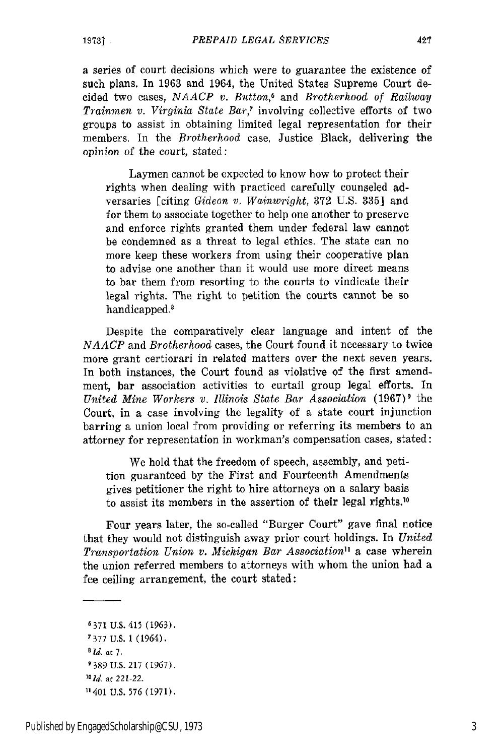a series of court decisions which were to guarantee the existence of such plans. In 1963 and 1964, the United States Supreme Court decided two cases, *NAACP v. Button*,[6] and *Brotherhood of Railway Trainmen v. Virginia State Bar*,[7] involving collective efforts of two groups to assist in obtaining limited legal representation for their members. In the *Brotherhood* case, Justice Black, delivering the opinion of the court, stated:

> Laymen cannot be expected to know how to protect their rights when dealing with practiced carefully counseled adversaries [citing *Gideon v. Wainwright*, 372 U.S. 335] and for them to associate together to help one another to preserve and enforce rights granted them under federal law cannot be condemned as a threat to legal ethics. The state can no more keep these workers from using their cooperative plan to advise one another than it would use more direct means to bar them from resorting to the courts to vindicate their legal rights. The right to petition the courts cannot be so handicapped.[8]

Despite the comparatively clear language and intent of the *NAACP* and *Brotherhood* cases, the Court found it necessary to twice more grant certiorari in related matters over the next seven years. In both instances, the Court found as violative of the first amendment, bar association activities to curtail group legal efforts. In *United Mine Workers v. Illinois State Bar Association* (1967)[9] the Court, in a case involving the legality of a state court injunction barring a union local from providing or referring its members to an attorney for representation in workman's compensation cases, stated:

> We hold that the freedom of speech, assembly, and petition guaranteed by the First and Fourteenth Amendments gives petitioner the right to hire attorneys on a salary basis to assist its members in the assertion of their legal rights.[10]

Four years later, the so-called "Burger Court" gave final notice that they would not distinguish away prior court holdings. In *United Transportation Union v. Michigan Bar Association*[11] a case wherein the union referred members to attorneys with whom the union had a fee ceiling arrangement, the court stated:

---

[6] 371 U.S. 415 (1963).
[7] 377 U.S. 1 (1964).
[8] *Id.* at 7.
[9] 389 U.S. 217 (1967).
[10] *Id.* at 221-22.
[11] 401 U.S. 576 (1971).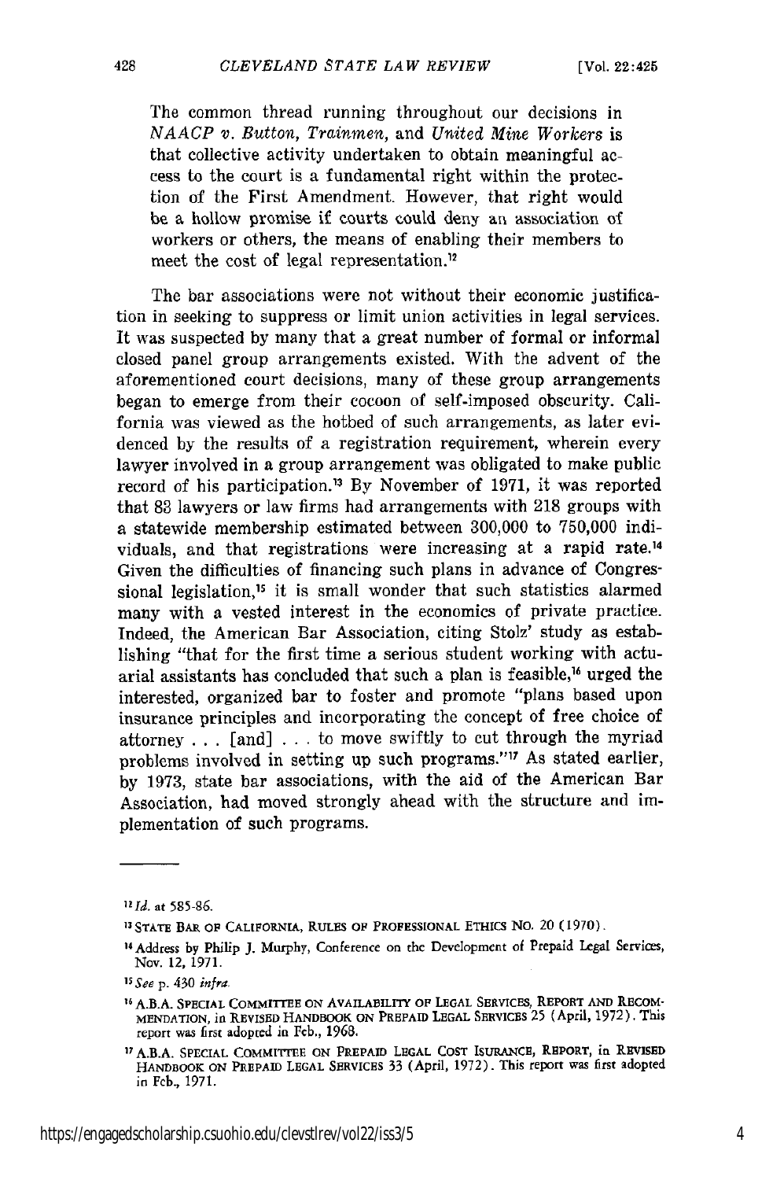The common thread running throughout our decisions in *NAACP v. Button, Trainmen,* and *United Mine Workers* is that collective activity undertaken to obtain meaningful access to the court is a fundamental right within the protection of the First Amendment. However, that right would be a hollow promise if courts could deny an association of workers or others, the means of enabling their members to meet the cost of legal representation.[12]

The bar associations were not without their economic justification in seeking to suppress or limit union activities in legal services. It was suspected by many that a great number of formal or informal closed panel group arrangements existed. With the advent of the aforementioned court decisions, many of these group arrangements began to emerge from their cocoon of self-imposed obscurity. California was viewed as the hotbed of such arrangements, as later evidenced by the results of a registration requirement, wherein every lawyer involved in a group arrangement was obligated to make public record of his participation.[13] By November of 1971, it was reported that 83 lawyers or law firms had arrangements with 218 groups with a statewide membership estimated between 300,000 to 750,000 individuals, and that registrations were increasing at a rapid rate.[14] Given the difficulties of financing such plans in advance of Congressional legislation,[15] it is small wonder that such statistics alarmed many with a vested interest in the economics of private practice. Indeed, the American Bar Association, citing Stolz' study as establishing "that for the first time a serious student working with actuarial assistants has concluded that such a plan is feasible,[16] urged the interested, organized bar to foster and promote "plans based upon insurance principles and incorporating the concept of free choice of attorney . . . [and] . . . to move swiftly to cut through the myriad problems involved in setting up such programs."[17] As stated earlier, by 1973, state bar associations, with the aid of the American Bar Association, had moved strongly ahead with the structure and implementation of such programs.

---

[12] *Id.* at 585-86.

[13] STATE BAR OF CALIFORNIA, RULES OF PROFESSIONAL ETHICS NO. 20 (1970).

[14] Address by Philip J. Murphy, Conference on the Development of Prepaid Legal Services, Nov. 12, 1971.

[15] *See* p. 430 *infra.*

[16] A.B.A. SPECIAL COMMITTEE ON AVAILABILITY OF LEGAL SERVICES, REPORT AND RECOMMENDATION, in REVISED HANDBOOK ON PREPAID LEGAL SERVICES 25 (April, 1972). This report was first adopted in Feb., 1968.

[17] A.B.A. SPECIAL COMMITTEE ON PREPAID LEGAL COST ISURANCE, REPORT, in REVISED HANDBOOK ON PREPAID LEGAL SERVICES 33 (April, 1972). This report was first adopted in Feb., 1971.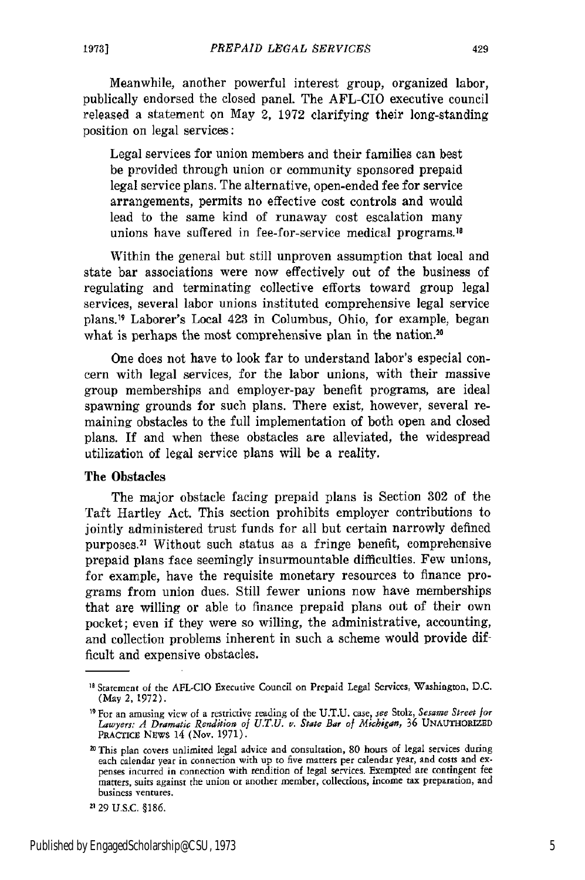Meanwhile, another powerful interest group, organized labor, publically endorsed the closed panel. The AFL-CIO executive council released a statement on May 2, 1972 clarifying their long-standing position on legal services:

> Legal services for union members and their families can best be provided through union or community sponsored prepaid legal service plans. The alternative, open-ended fee for service arrangements, permits no effective cost controls and would lead to the same kind of runaway cost escalation many unions have suffered in fee-for-service medical programs.[18]

Within the general but still unproven assumption that local and state bar associations were now effectively out of the business of regulating and terminating collective efforts toward group legal services, several labor unions instituted comprehensive legal service plans.[19] Laborer's Local 423 in Columbus, Ohio, for example, began what is perhaps the most comprehensive plan in the nation.[20]

One does not have to look far to understand labor's especial concern with legal services, for the labor unions, with their massive group memberships and employer-pay benefit programs, are ideal spawning grounds for such plans. There exist, however, several remaining obstacles to the full implementation of both open and closed plans. If and when these obstacles are alleviated, the widespread utilization of legal service plans will be a reality.

### The Obstacles

The major obstacle facing prepaid plans is Section 302 of the Taft Hartley Act. This section prohibits employer contributions to jointly administered trust funds for all but certain narrowly defined purposes.[21] Without such status as a fringe benefit, comprehensive prepaid plans face seemingly insurmountable difficulties. Few unions, for example, have the requisite monetary resources to finance programs from union dues. Still fewer unions now have memberships that are willing or able to finance prepaid plans out of their own pocket; even if they were so willing, the administrative, accounting, and collection problems inherent in such a scheme would provide difficult and expensive obstacles.

---

[18] Statement of the AFL-CIO Executive Council on Prepaid Legal Services, Washington, D.C. (May 2, 1972).

[19] For an amusing view of a restrictive reading of the U.T.U. case, *see* Stolz, *Sesame Street for Lawyers: A Dramatic Rendition of U.T.U. v. State Bar of Michigan,* 36 UNAUTHORIZED PRACTICE NEWS 14 (Nov. 1971).

[20] This plan covers unlimited legal advice and consultation, 80 hours of legal services during each calendar year in connection with up to five matters per calendar year, and costs and expenses incurred in connection with rendition of legal services. Exempted are contingent fee matters, suits against the union or another member, collections, income tax preparation, and business ventures.

[21] 29 U.S.C. §186.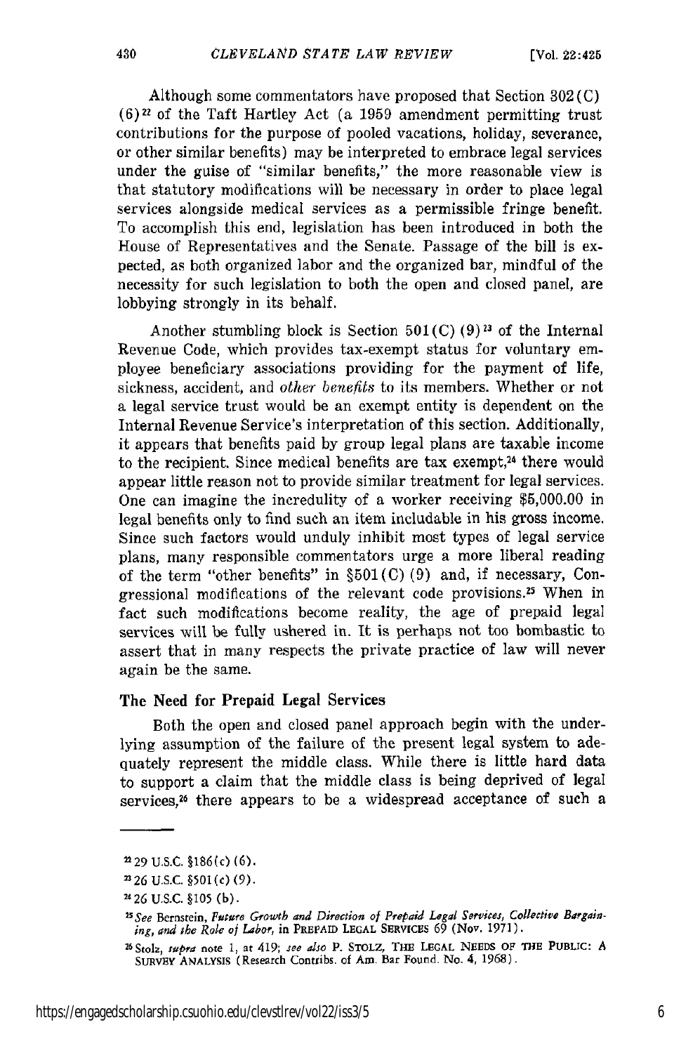Although some commentators have proposed that Section 302(C)(6)[22] of the Taft Hartley Act (a 1959 amendment permitting trust contributions for the purpose of pooled vacations, holiday, severance, or other similar benefits) may be interpreted to embrace legal services under the guise of "similar benefits," the more reasonable view is that statutory modifications will be necessary in order to place legal services alongside medical services as a permissible fringe benefit. To accomplish this end, legislation has been introduced in both the House of Representatives and the Senate. Passage of the bill is expected, as both organized labor and the organized bar, mindful of the necessity for such legislation to both the open and closed panel, are lobbying strongly in its behalf.

Another stumbling block is Section 501(C)(9)[23] of the Internal Revenue Code, which provides tax-exempt status for voluntary employee beneficiary associations providing for the payment of life, sickness, accident, and *other benefits* to its members. Whether or not a legal service trust would be an exempt entity is dependent on the Internal Revenue Service's interpretation of this section. Additionally, it appears that benefits paid by group legal plans are taxable income to the recipient. Since medical benefits are tax exempt,[24] there would appear little reason not to provide similar treatment for legal services. One can imagine the incredulity of a worker receiving $5,000.00 in legal benefits only to find such an item includable in his gross income. Since such factors would unduly inhibit most types of legal service plans, many responsible commentators urge a more liberal reading of the term "other benefits" in §501(C)(9) and, if necessary, Congressional modifications of the relevant code provisions.[25] When in fact such modifications become reality, the age of prepaid legal services will be fully ushered in. It is perhaps not too bombastic to assert that in many respects the private practice of law will never again be the same.

### The Need for Prepaid Legal Services

Both the open and closed panel approach begin with the underlying assumption of the failure of the present legal system to adequately represent the middle class. While there is little hard data to support a claim that the middle class is being deprived of legal services,[26] there appears to be a widespread acceptance of such a

---

[22] 29 U.S.C. §186(c)(6).

[23] 26 U.S.C. §501(c)(9).

[24] 26 U.S.C. §105(b).

[25] *See* Bernstein, *Future Growth and Direction of Prepaid Legal Services, Collective Bargaining, and the Role of Labor*, in PREPAID LEGAL SERVICES 69 (Nov. 1971).

[26] Stolz, *supra* note 1, at 419; *see also* P. STOLZ, THE LEGAL NEEDS OF THE PUBLIC: A SURVEY ANALYSIS (Research Contribs. of Am. Bar Found. No. 4, 1968).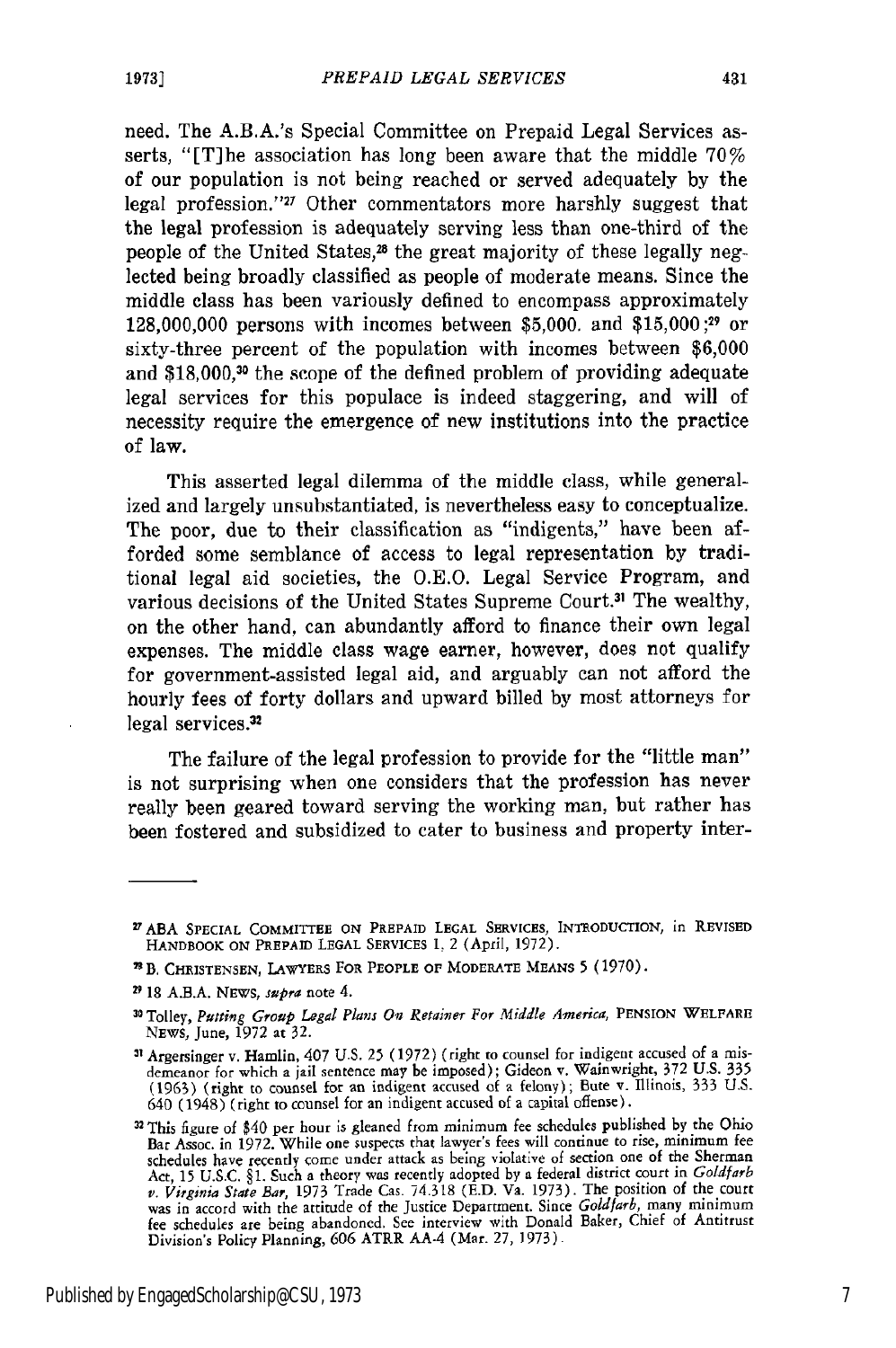need. The A.B.A.'s Special Committee on Prepaid Legal Services asserts, "[T]he association has long been aware that the middle 70% of our population is not being reached or served adequately by the legal profession."[27] Other commentators more harshly suggest that the legal profession is adequately serving less than one-third of the people of the United States,[28] the great majority of these legally neglected being broadly classified as people of moderate means. Since the middle class has been variously defined to encompass approximately 128,000,000 persons with incomes between $5,000. and $15,000;[29] or sixty-three percent of the population with incomes between $6,000 and $18,000,[30] the scope of the defined problem of providing adequate legal services for this populace is indeed staggering, and will of necessity require the emergence of new institutions into the practice of law.

This asserted legal dilemma of the middle class, while generalized and largely unsubstantiated, is nevertheless easy to conceptualize. The poor, due to their classification as "indigents," have been afforded some semblance of access to legal representation by traditional legal aid societies, the O.E.O. Legal Service Program, and various decisions of the United States Supreme Court.[31] The wealthy, on the other hand, can abundantly afford to finance their own legal expenses. The middle class wage earner, however, does not qualify for government-assisted legal aid, and arguably can not afford the hourly fees of forty dollars and upward billed by most attorneys for legal services.[32]

The failure of the legal profession to provide for the "little man" is not surprising when one considers that the profession has never really been geared toward serving the working man, but rather has been fostered and subsidized to cater to business and property inter-

---

[27] ABA SPECIAL COMMITTEE ON PREPAID LEGAL SERVICES, INTRODUCTION, in REVISED HANDBOOK ON PREPAID LEGAL SERVICES 1, 2 (April, 1972).

[28] B. CHRISTENSEN, LAWYERS FOR PEOPLE OF MODERATE MEANS 5 (1970).

[29] 18 A.B.A. NEWS, *supra* note 4.

[30] Tolley, *Putting Group Legal Plans On Retainer For Middle America*, PENSION WELFARE NEWS, June, 1972 at 32.

[31] Argersinger v. Hamlin, 407 U.S. 25 (1972) (right to counsel for indigent accused of a misdemeanor for which a jail sentence may be imposed); Gideon v. Wainwright, 372 U.S. 335 (1963) (right to counsel for an indigent accused of a felony); Bute v. Illinois, 333 U.S. 640 (1948) (right to counsel for an indigent accused of a capital offense).

[32] This figure of $40 per hour is gleaned from minimum fee schedules published by the Ohio Bar Assoc. in 1972. While one suspects that lawyer's fees will continue to rise, minimum fee schedules have recently come under attack as being violative of section one of the Sherman Act, 15 U.S.C. §1. Such a theory was recently adopted by a federal district court in *Goldfarb v. Virginia State Bar*, 1973 Trade Cas. 74.318 (E.D. Va. 1973). The position of the court was in accord with the attitude of the Justice Department. Since *Goldfarb*, many minimum fee schedules are being abandoned. See interview with Donald Baker, Chief of Antitrust Division's Policy Planning, 606 ATRR AA-4 (Mar. 27, 1973).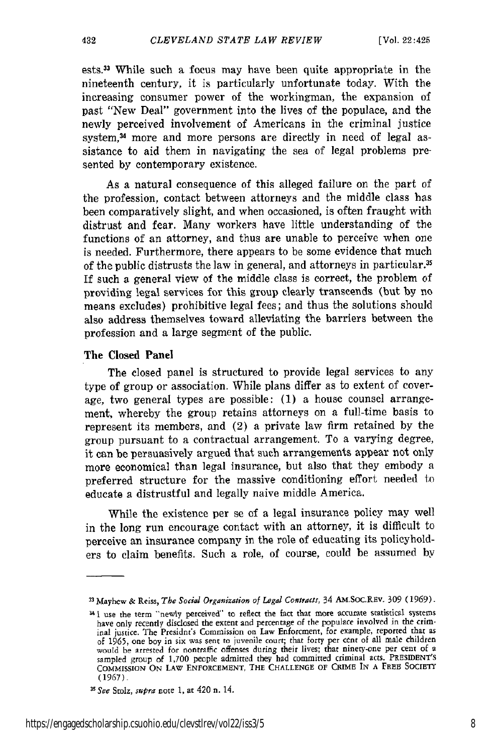ests.[33] While such a focus may have been quite appropriate in the nineteenth century, it is particularly unfortunate today. With the increasing consumer power of the workingman, the expansion of past "New Deal" government into the lives of the populace, and the newly perceived involvement of Americans in the criminal justice system,[34] more and more persons are directly in need of legal assistance to aid them in navigating the sea of legal problems presented by contemporary existence.

As a natural consequence of this alleged failure on the part of the profession, contact between attorneys and the middle class has been comparatively slight, and when occasioned, is often fraught with distrust and fear. Many workers have little understanding of the functions of an attorney, and thus are unable to perceive when one is needed. Furthermore, there appears to be some evidence that much of the public distrusts the law in general, and attorneys in particular.[35] If such a general view of the middle class is correct, the problem of providing legal services for this group clearly transcends (but by no means excludes) prohibitive legal fees; and thus the solutions should also address themselves toward alleviating the barriers between the profession and a large segment of the public.

### The Closed Panel

The closed panel is structured to provide legal services to any type of group or association. While plans differ as to extent of coverage, two general types are possible: (1) a house counsel arrangement, whereby the group retains attorneys on a full-time basis to represent its members, and (2) a private law firm retained by the group pursuant to a contractual arrangement. To a varying degree, it can be persuasively argued that such arrangements appear not only more economical than legal insurance, but also that they embody a preferred structure for the massive conditioning effort needed to educate a distrustful and legally naive middle America.

While the existence per se of a legal insurance policy may well in the long run encourage contact with an attorney, it is difficult to perceive an insurance company in the role of educating its policyholders to claim benefits. Such a role, of course, could be assumed by

---

[33] Mayhew & Reiss, *The Social Organization of Legal Contracts*, 34 AM.SOC.REV. 309 (1969).

[34] I use the term "newly perceived" to reflect the fact that more accurate statistical systems have only recently disclosed the extent and percentage of the populace involved in the criminal justice. The Presidnt's Commission on Law Enforcment, for example, reported that as of 1965, one boy in six was sent to juvenile court; that forty per cent of all male children would be arrested for nontraffic offenses during their lives; that ninety-one per cent of a sampled group of 1,700 people admitted they had committed criminal acts. PRESIDENT'S COMMISSION ON LAW ENFORCEMENT, THE CHALLENGE OF CRIME IN A FREE SOCIETY (1967).

[35] *See* Stolz, *supra* note 1, at 420 n. 14.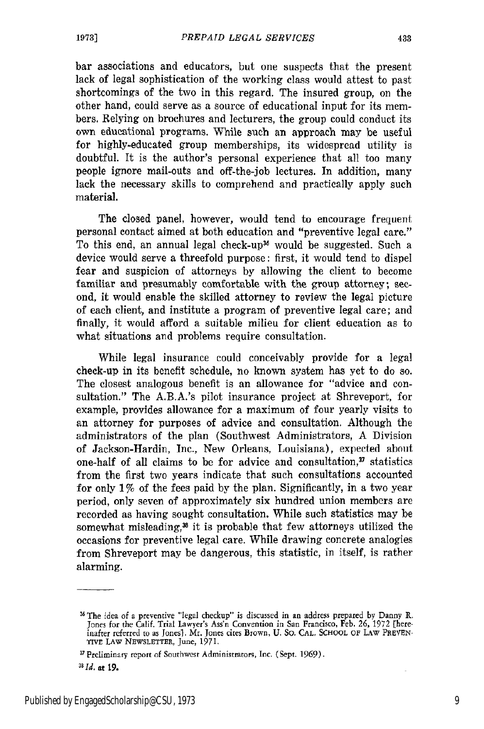bar associations and educators, but one suspects that the present lack of legal sophistication of the working class would attest to past shortcomings of the two in this regard. The insured group, on the other hand, could serve as a source of educational input for its members. Relying on brochures and lecturers, the group could conduct its own educational programs. While such an approach may be useful for highly-educated group memberships, its widespread utility is doubtful. It is the author's personal experience that all too many people ignore mail-outs and off-the-job lectures. In addition, many lack the necessary skills to comprehend and practically apply such material.

The closed panel, however, would tend to encourage frequent personal contact aimed at both education and "preventive legal care." To this end, an annual legal check-up[36] would be suggested. Such a device would serve a threefold purpose: first, it would tend to dispel fear and suspicion of attorneys by allowing the client to become familiar and presumably comfortable with the group attorney; second, it would enable the skilled attorney to review the legal picture of each client, and institute a program of preventive legal care; and finally, it would afford a suitable milieu for client education as to what situations and problems require consultation.

While legal insurance could conceivably provide for a legal check-up in its benefit schedule, no known system has yet to do so. The closest analogous benefit is an allowance for "advice and consultation." The A.B.A.'s pilot insurance project at Shreveport, for example, provides allowance for a maximum of four yearly visits to an attorney for purposes of advice and consultation. Although the administrators of the plan (Southwest Administrators, A Division of Jackson-Hardin, Inc., New Orleans, Louisiana), expected about one-half of all claims to be for advice and consultation,[37] statistics from the first two years indicate that such consultations accounted for only 1% of the fees paid by the plan. Significantly, in a two year period, only seven of approximately six hundred union members are recorded as having sought consultation. While such statistics may be somewhat misleading,[38] it is probable that few attorneys utilized the occasions for preventive legal care. While drawing concrete analogies from Shreveport may be dangerous, this statistic, in itself, is rather alarming.

---

[36] The idea of a preventive "legal checkup" is discussed in an address prepared by Danny R. Jones for the Calif. Trial Lawyer's Ass'n Convention in San Francisco, Feb. 26, 1972 [hereinafter referred to as Jones]. Mr. Jones cites Brown, U. SO. CAL. SCHOOL OF LAW PREVENTIVE LAW NEWSLETTER, June, 1971.

[37] Preliminary report of Southwest Administrators, Inc. (Sept. 1969).

[38] *Id.* at 19.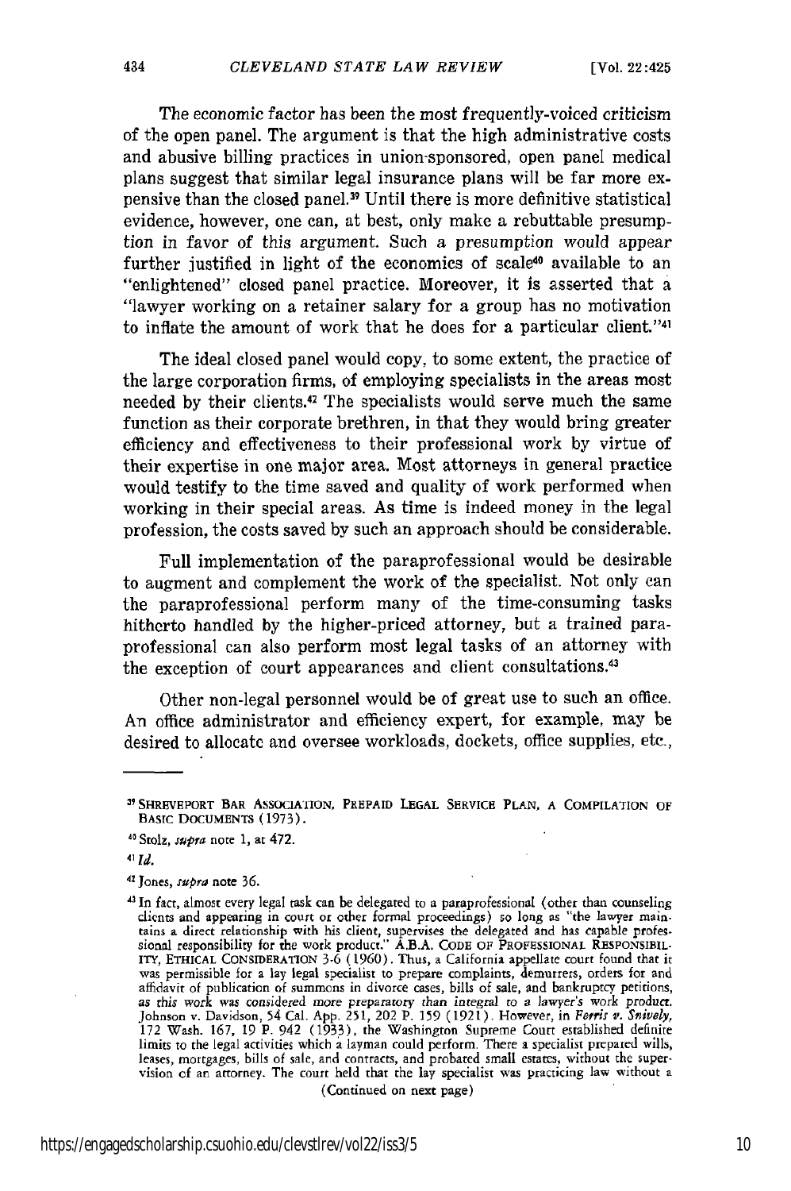The economic factor has been the most frequently-voiced criticism of the open panel. The argument is that the high administrative costs and abusive billing practices in union-sponsored, open panel medical plans suggest that similar legal insurance plans will be far more expensive than the closed panel.[39] Until there is more definitive statistical evidence, however, one can, at best, only make a rebuttable presumption in favor of this argument. Such a presumption would appear further justified in light of the economics of scale[40] available to an "enlightened" closed panel practice. Moreover, it is asserted that a "lawyer working on a retainer salary for a group has no motivation to inflate the amount of work that he does for a particular client."[41]

The ideal closed panel would copy, to some extent, the practice of the large corporation firms, of employing specialists in the areas most needed by their clients.[42] The specialists would serve much the same function as their corporate brethren, in that they would bring greater efficiency and effectiveness to their professional work by virtue of their expertise in one major area. Most attorneys in general practice would testify to the time saved and quality of work performed when working in their special areas. As time is indeed money in the legal profession, the costs saved by such an approach should be considerable.

Full implementation of the paraprofessional would be desirable to augment and complement the work of the specialist. Not only can the paraprofessional perform many of the time-consuming tasks hitherto handled by the higher-priced attorney, but a trained paraprofessional can also perform most legal tasks of an attorney with the exception of court appearances and client consultations.[43]

Other non-legal personnel would be of great use to such an office. An office administrator and efficiency expert, for example, may be desired to allocate and oversee workloads, dockets, office supplies, etc.,

---

[39] SHREVEPORT BAR ASSOCIATION, PREPAID LEGAL SERVICE PLAN, A COMPILATION OF BASIC DOCUMENTS (1973).

[40] Stolz, *supra* note 1, at 472.

[41] *Id.*

[42] Jones, *supra* note 36.

[43] In fact, almost every legal task can be delegated to a paraprofessional (other than counseling clients and appearing in court or other formal proceedings) so long as "the lawyer maintains a direct relationship with his client, supervises the delegated and has capable professional responsibility for the work product." A.B.A. CODE OF PROFESSIONAL RESPONSIBILITY, ETHICAL CONSIDERATION 3-6 (1960). Thus, a California appellate court found that it was permissible for a lay legal specialist to prepare complaints, demurrers, orders for and affidavit of publication of summons in divorce cases, bills of sale, and bankruptcy petitions, as this work was considered more preparatory than integral to a lawyer's work product. Johnson v. Davidson, 54 Cal. App. 251, 202 P. 159 (1921). However, in *Ferris v. Snively,* 172 Wash. 167, 19 P. 942 (1933), the Washington Supreme Court established definite limits to the legal activities which a layman could perform. There a specialist prepared wills, leases, mortgages, bills of sale, and contracts, and probated small estates, without the supervision of an attorney. The court held that the lay specialist was practicing law without a

(Continued on next page)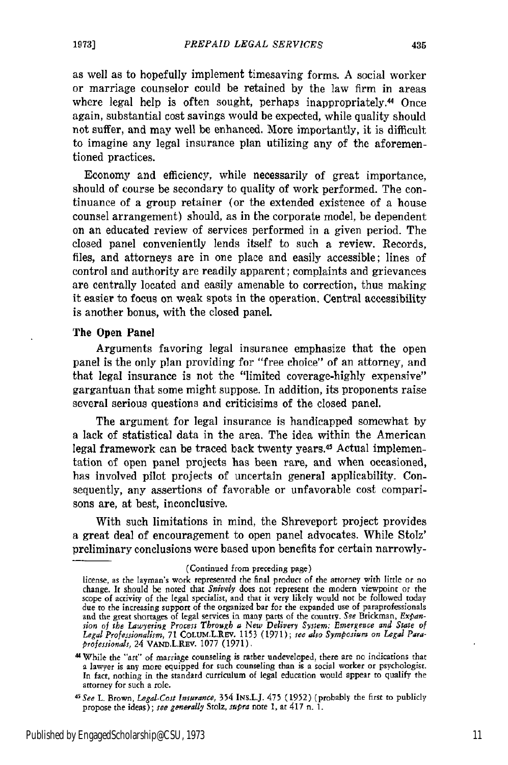as well as to hopefully implement timesaving forms. A social worker or marriage counselor could be retained by the law firm in areas where legal help is often sought, perhaps inappropriately.[44] Once again, substantial cost savings would be expected, while quality should not suffer, and may well be enhanced. More importantly, it is difficult to imagine any legal insurance plan utilizing any of the aforementioned practices.

Economy and efficiency, while necessarily of great importance, should of course be secondary to quality of work performed. The continuance of a group retainer (or the extended existence of a house counsel arrangement) should, as in the corporate model, be dependent on an educated review of services performed in a given period. The closed panel conveniently lends itself to such a review. Records, files, and attorneys are in one place and easily accessible; lines of control and authority are readily apparent; complaints and grievances are centrally located and easily amenable to correction, thus making it easier to focus on weak spots in the operation. Central accessibility is another bonus, with the closed panel.

### The Open Panel

Arguments favoring legal insurance emphasize that the open panel is the only plan providing for "free choice" of an attorney, and that legal insurance is not the "limited coverage-highly expensive" gargantuan that some might suppose. In addition, its proponents raise several serious questions and criticisims of the closed panel.

The argument for legal insurance is handicapped somewhat by a lack of statistical data in the area. The idea within the American legal framework can be traced back twenty years.[45] Actual implementation of open panel projects has been rare, and when occasioned, has involved pilot projects of uncertain general applicability. Consequently, any assertions of favorable or unfavorable cost comparisons are, at best, inconclusive.

With such limitations in mind, the Shreveport project provides a great deal of encouragement to open panel advocates. While Stolz' preliminary conclusions were based upon benefits for certain narrowly-

---

(Continued from preceding page)

license, as the layman's work represented the final product of the attorney with little or no change. It should be noted that *Snively* does not represent the modern viewpoint or the scope of activity of the legal specialist, and that it very likely would not be followed today due to the increasing support of the organized bar for the expanded use of paraprofessionals and the great shortages of legal services in many parts of the country. *See* Brickman, *Expansion of the Lawyering Process Through a New Delivery System: Emergence and State of Legal Professionalism*, 71 COLUM.L.REV. 1153 (1971); *see also Symposium on Legal Paraprofessionals*, 24 VAND.L.REV. 1077 (1971).

[44] While the "art" of marriage counseling is rather undeveloped, there are no indications that a lawyer is any more equipped for such counseling than is a social worker or psychologist. In fact, nothing in the standard curriculum of legal education would appear to qualify the attorney for such a role.

[45] *See* L. Brown, *Legal-Cost Insurance*, 354 INS.L.J. 475 (1952) (probably the first to publicly propose the ideas); *see generally* Stolz, *supra* note 1, at 417 n. 1.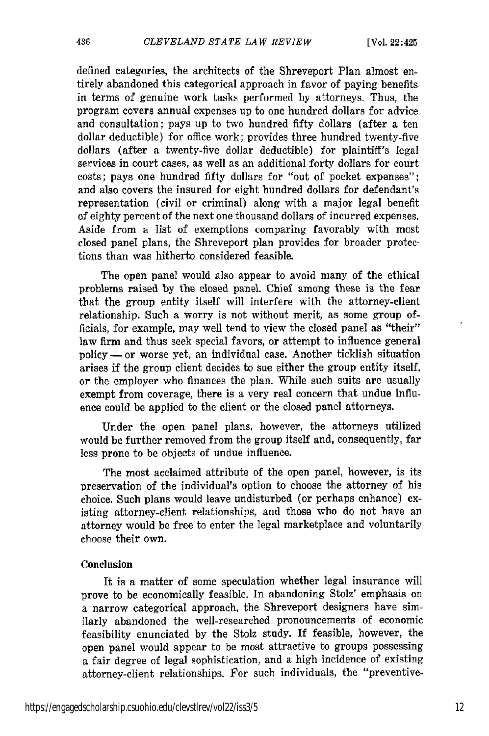defined categories, the architects of the Shreveport Plan almost entirely abandoned this categorical approach in favor of paying benefits in terms of genuine work tasks performed by attorneys. Thus, the program covers annual expenses up to one hundred dollars for advice and consultation; pays up to two hundred fifty dollars (after a ten dollar deductible) for office work; provides three hundred twenty-five dollars (after a twenty-five dollar deductible) for plaintiff's legal services in court cases, as well as an additional forty dollars for court costs; pays one hundred fifty dollars for "out of pocket expenses"; and also covers the insured for eight hundred dollars for defendant's representation (civil or criminal) along with a major legal benefit of eighty percent of the next one thousand dollars of incurred expenses. Aside from a list of exemptions comparing favorably with most closed panel plans, the Shreveport plan provides for broader protections than was hitherto considered feasible.

The open panel would also appear to avoid many of the ethical problems raised by the closed panel. Chief among these is the fear that the group entity itself will interfere with the attorney-client relationship. Such a worry is not without merit, as some group officials, for example, may well tend to view the closed panel as "their" law firm and thus seek special favors, or attempt to influence general policy — or worse yet, an individual case. Another ticklish situation arises if the group client decides to sue either the group entity itself, or the employer who finances the plan. While such suits are usually exempt from coverage, there is a very real concern that undue influence could be applied to the client or the closed panel attorneys.

Under the open panel plans, however, the attorneys utilized would be further removed from the group itself and, consequently, far less prone to be objects of undue influence.

The most acclaimed attribute of the open panel, however, is its preservation of the individual's option to choose the attorney of his choice. Such plans would leave undisturbed (or perhaps enhance) existing attorney-client relationships, and those who do not have an attorney would be free to enter the legal marketplace and voluntarily choose their own.

### Conclusion

It is a matter of some speculation whether legal insurance will prove to be economically feasible. In abandoning Stolz' emphasis on a narrow categorical approach, the Shreveport designers have similarly abandoned the well-researched pronouncements of economic feasibility enunciated by the Stolz study. If feasible, however, the open panel would appear to be most attractive to groups possessing a fair degree of legal sophistication, and a high incidence of existing attorney-client relationships. For such individuals, the "preventive-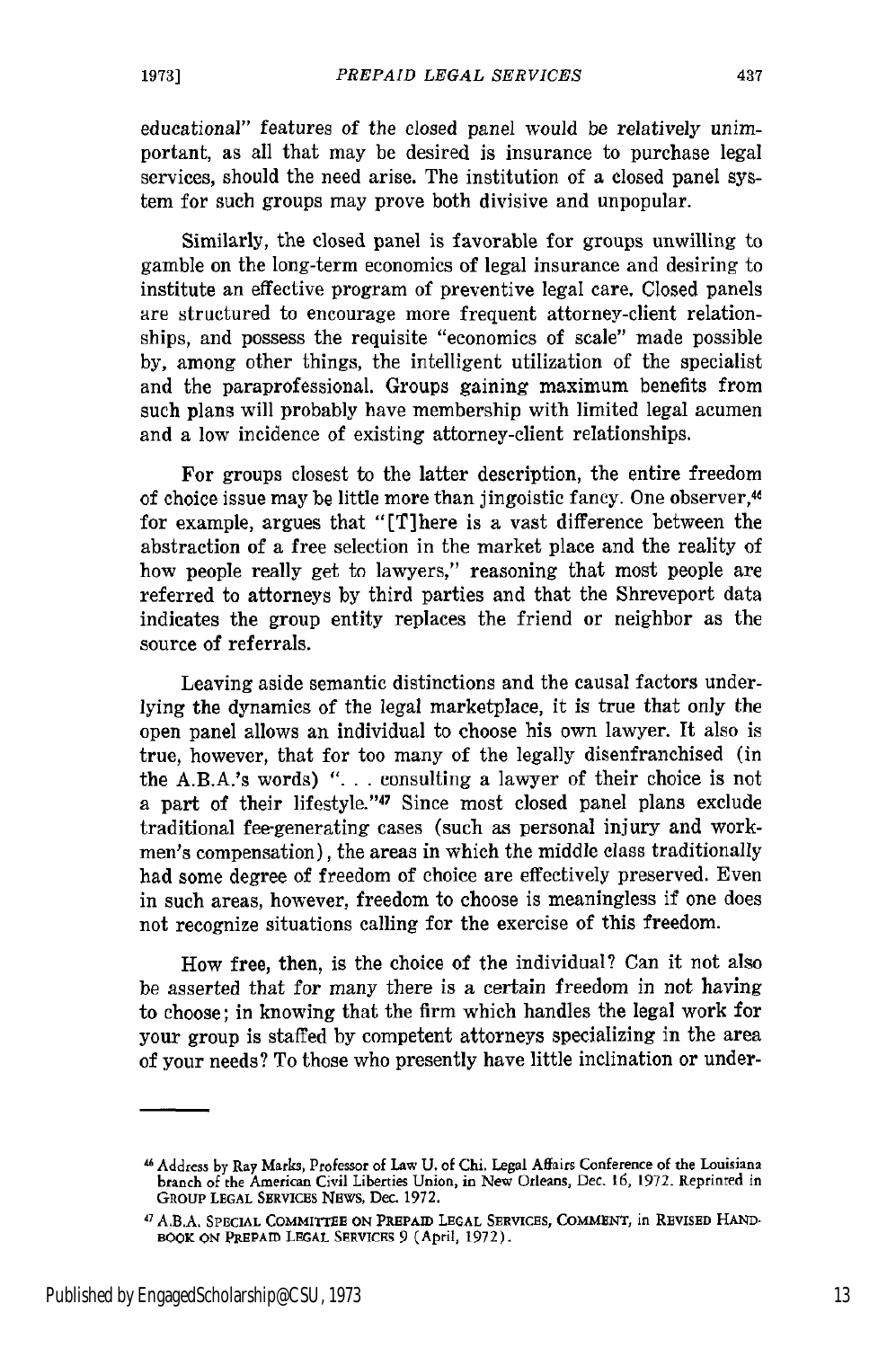educational" features of the closed panel would be relatively unimportant, as all that may be desired is insurance to purchase legal services, should the need arise. The institution of a closed panel system for such groups may prove both divisive and unpopular.

Similarly, the closed panel is favorable for groups unwilling to gamble on the long-term economics of legal insurance and desiring to institute an effective program of preventive legal care. Closed panels are structured to encourage more frequent attorney-client relationships, and possess the requisite "economics of scale" made possible by, among other things, the intelligent utilization of the specialist and the paraprofessional. Groups gaining maximum benefits from such plans will probably have membership with limited legal acumen and a low incidence of existing attorney-client relationships.

For groups closest to the latter description, the entire freedom of choice issue may be little more than jingoistic fancy. One observer,[46] for example, argues that "[T]here is a vast difference between the abstraction of a free selection in the market place and the reality of how people really get to lawyers," reasoning that most people are referred to attorneys by third parties and that the Shreveport data indicates the group entity replaces the friend or neighbor as the source of referrals.

Leaving aside semantic distinctions and the causal factors underlying the dynamics of the legal marketplace, it is true that only the open panel allows an individual to choose his own lawyer. It also is true, however, that for too many of the legally disenfranchised (in the A.B.A.'s words) ". . . consulting a lawyer of their choice is not a part of their lifestyle."[47] Since most closed panel plans exclude traditional fee-generating cases (such as personal injury and workmen's compensation), the areas in which the middle class traditionally had some degree of freedom of choice are effectively preserved. Even in such areas, however, freedom to choose is meaningless if one does not recognize situations calling for the exercise of this freedom.

How free, then, is the choice of the individual? Can it not also be asserted that for many there is a certain freedom in not having to choose; in knowing that the firm which handles the legal work for your group is staffed by competent attorneys specializing in the area of your needs? To those who presently have little inclination or under-

---

[46] Address by Ray Marks, Professor of Law U. of Chi. Legal Affairs Conference of the Louisiana branch of the American Civil Liberties Union, in New Orleans, Dec. 16, 1972. Reprinted in GROUP LEGAL SERVICES NEWS, Dec. 1972.

[47] A.B.A. SPECIAL COMMITTEE ON PREPAID LEGAL SERVICES, COMMENT, in REVISED HANDBOOK ON PREPAID LEGAL SERVICES 9 (April, 1972).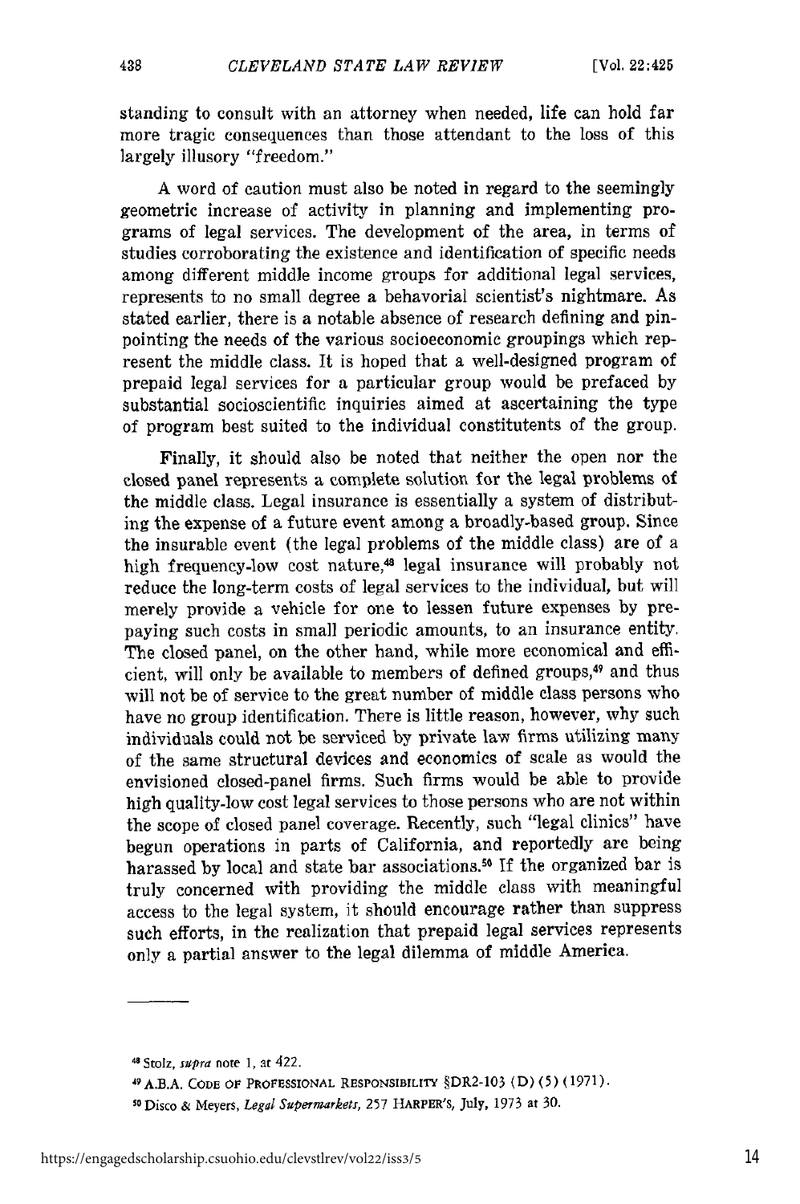standing to consult with an attorney when needed, life can hold far more tragic consequences than those attendant to the loss of this largely illusory "freedom."

A word of caution must also be noted in regard to the seemingly geometric increase of activity in planning and implementing programs of legal services. The development of the area, in terms of studies corroborating the existence and identification of specific needs among different middle income groups for additional legal services, represents to no small degree a behavorial scientist's nightmare. As stated earlier, there is a notable absence of research defining and pinpointing the needs of the various socioeconomic groupings which represent the middle class. It is hoped that a well-designed program of prepaid legal services for a particular group would be prefaced by substantial socioscientific inquiries aimed at ascertaining the type of program best suited to the individual constitutents of the group.

Finally, it should also be noted that neither the open nor the closed panel represents a complete solution for the legal problems of the middle class. Legal insurance is essentially a system of distributing the expense of a future event among a broadly-based group. Since the insurable event (the legal problems of the middle class) are of a high frequency-low cost nature,[48] legal insurance will probably not reduce the long-term costs of legal services to the individual, but will merely provide a vehicle for one to lessen future expenses by prepaying such costs in small periodic amounts, to an insurance entity. The closed panel, on the other hand, while more economical and efficient, will only be available to members of defined groups,[49] and thus will not be of service to the great number of middle class persons who have no group identification. There is little reason, however, why such individuals could not be serviced by private law firms utilizing many of the same structural devices and economics of scale as would the envisioned closed-panel firms. Such firms would be able to provide high quality-low cost legal services to those persons who are not within the scope of closed panel coverage. Recently, such "legal clinics" have begun operations in parts of California, and reportedly are being harassed by local and state bar associations.[50] If the organized bar is truly concerned with providing the middle class with meaningful access to the legal system, it should encourage rather than suppress such efforts, in the realization that prepaid legal services represents only a partial answer to the legal dilemma of middle America.

---

[48] Stolz, *supra* note 1, at 422.

[49] A.B.A. CODE OF PROFESSIONAL RESPONSIBILITY §DR2-103 (D) (5) (1971).

[50] Disco & Meyers, *Legal Supermarkets*, 257 HARPER'S, July, 1973 at 30.